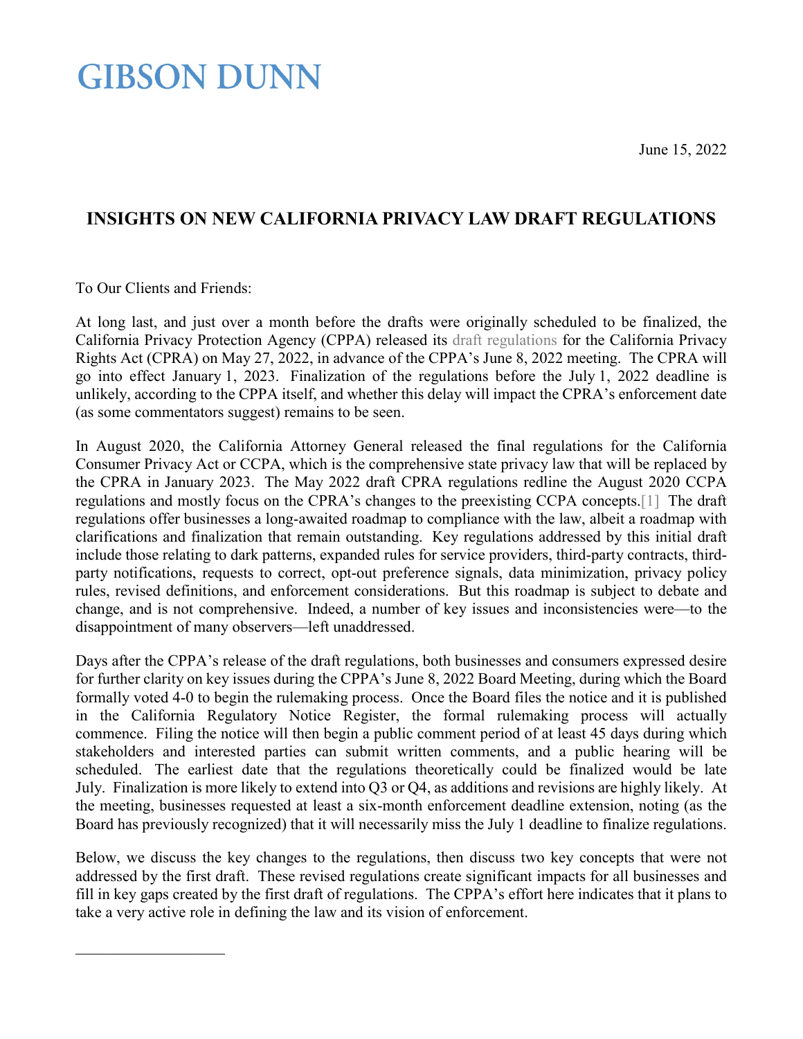# GIBSON DUNN

June 15, 2022

## INSIGHTS ON NEW CALIFORNIA PRIVACY LAW DRAFT REGULATIONS

To Our Clients and Friends:

At long last, and just over a month before the drafts were originally scheduled to be finalized, the California Privacy Protection Agency (CPPA) released its draft regulations for the California Privacy Rights Act (CPRA) on May 27, 2022, in advance of the CPPA's June 8, 2022 meeting. The CPRA will go into effect January 1, 2023. Finalization of the regulations before the July 1, 2022 deadline is unlikely, according to the CPPA itself, and whether this delay will impact the CPRA's enforcement date (as some commentators suggest) remains to be seen.

In August 2020, the California Attorney General released the final regulations for the California Consumer Privacy Act or CCPA, which is the comprehensive state privacy law that will be replaced by the CPRA in January 2023. The May 2022 draft CPRA regulations redline the August 2020 CCPA regulations and mostly focus on the CPRA's changes to the preexisting CCPA concepts.[1] The draft regulations offer businesses a long-awaited roadmap to compliance with the law, albeit a roadmap with clarifications and finalization that remain outstanding. Key regulations addressed by this initial draft include those relating to dark patterns, expanded rules for service providers, third-party contracts, third-party notifications, requests to correct, opt-out preference signals, data minimization, privacy policy rules, revised definitions, and enforcement considerations. But this roadmap is subject to debate and change, and is not comprehensive. Indeed, a number of key issues and inconsistencies were—to the disappointment of many observers—left unaddressed.

Days after the CPPA's release of the draft regulations, both businesses and consumers expressed desire for further clarity on key issues during the CPPA's June 8, 2022 Board Meeting, during which the Board formally voted 4-0 to begin the rulemaking process. Once the Board files the notice and it is published in the California Regulatory Notice Register, the formal rulemaking process will actually commence. Filing the notice will then begin a public comment period of at least 45 days during which stakeholders and interested parties can submit written comments, and a public hearing will be scheduled. The earliest date that the regulations theoretically could be finalized would be late July. Finalization is more likely to extend into Q3 or Q4, as additions and revisions are highly likely. At the meeting, businesses requested at least a six-month enforcement deadline extension, noting (as the Board has previously recognized) that it will necessarily miss the July 1 deadline to finalize regulations.

Below, we discuss the key changes to the regulations, then discuss two key concepts that were not addressed by the first draft. These revised regulations create significant impacts for all businesses and fill in key gaps created by the first draft of regulations. The CPPA's effort here indicates that it plans to take a very active role in defining the law and its vision of enforcement.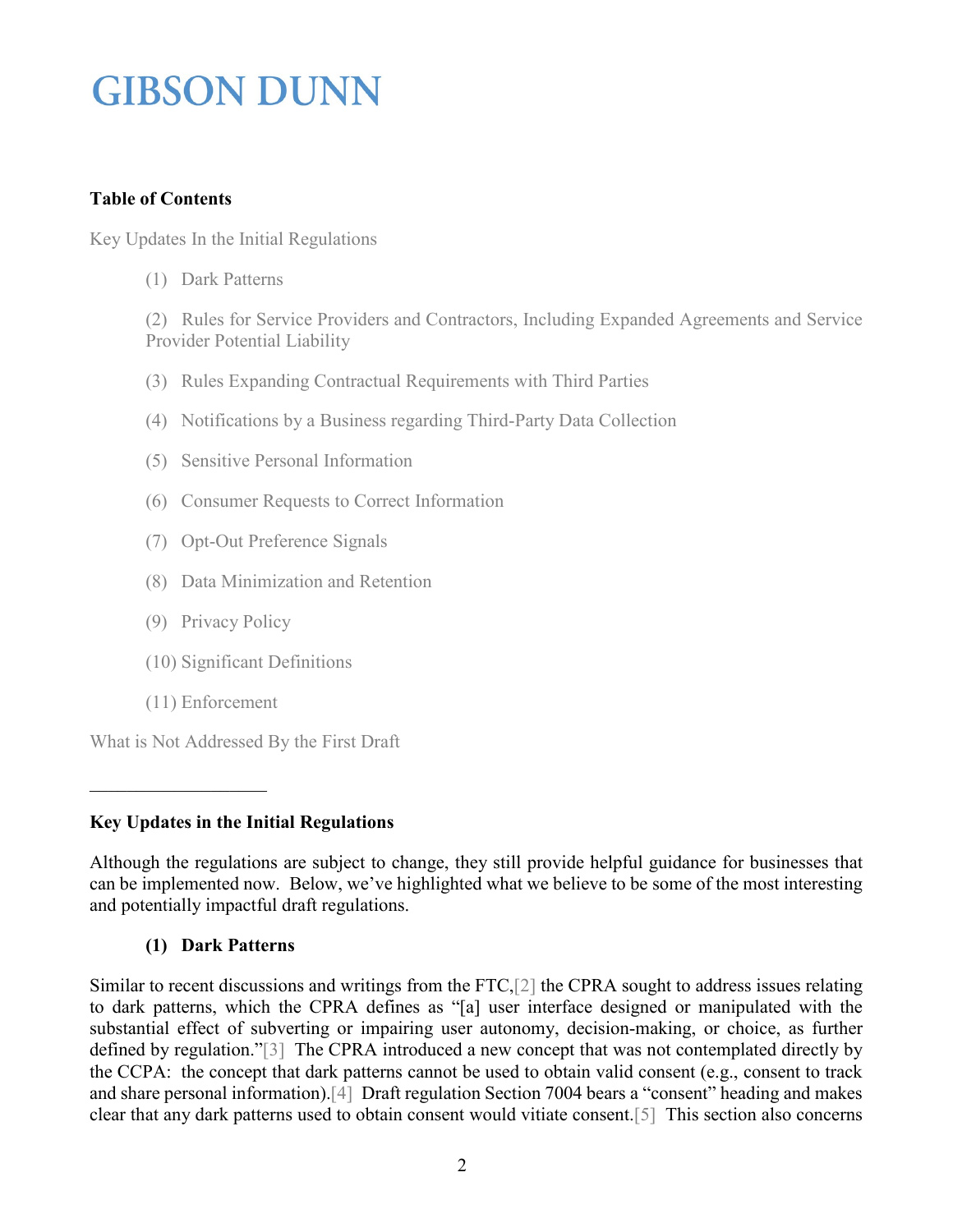**Table of Contents**

Key Updates In the Initial Regulations

(1) Dark Patterns

(2) Rules for Service Providers and Contractors, Including Expanded Agreements and Service Provider Potential Liability

(3) Rules Expanding Contractual Requirements with Third Parties

(4) Notifications by a Business regarding Third-Party Data Collection

(5) Sensitive Personal Information

(6) Consumer Requests to Correct Information

(7) Opt-Out Preference Signals

(8) Data Minimization and Retention

(9) Privacy Policy

(10) Significant Definitions

(11) Enforcement

What is Not Addressed By the First Draft

---

**Key Updates in the Initial Regulations**

Although the regulations are subject to change, they still provide helpful guidance for businesses that can be implemented now. Below, we've highlighted what we believe to be some of the most interesting and potentially impactful draft regulations.

**(1) Dark Patterns**

Similar to recent discussions and writings from the FTC,[2] the CPRA sought to address issues relating to dark patterns, which the CPRA defines as "[a] user interface designed or manipulated with the substantial effect of subverting or impairing user autonomy, decision-making, or choice, as further defined by regulation."[3] The CPRA introduced a new concept that was not contemplated directly by the CCPA: the concept that dark patterns cannot be used to obtain valid consent (e.g., consent to track and share personal information).[4] Draft regulation Section 7004 bears a "consent" heading and makes clear that any dark patterns used to obtain consent would vitiate consent.[5] This section also concerns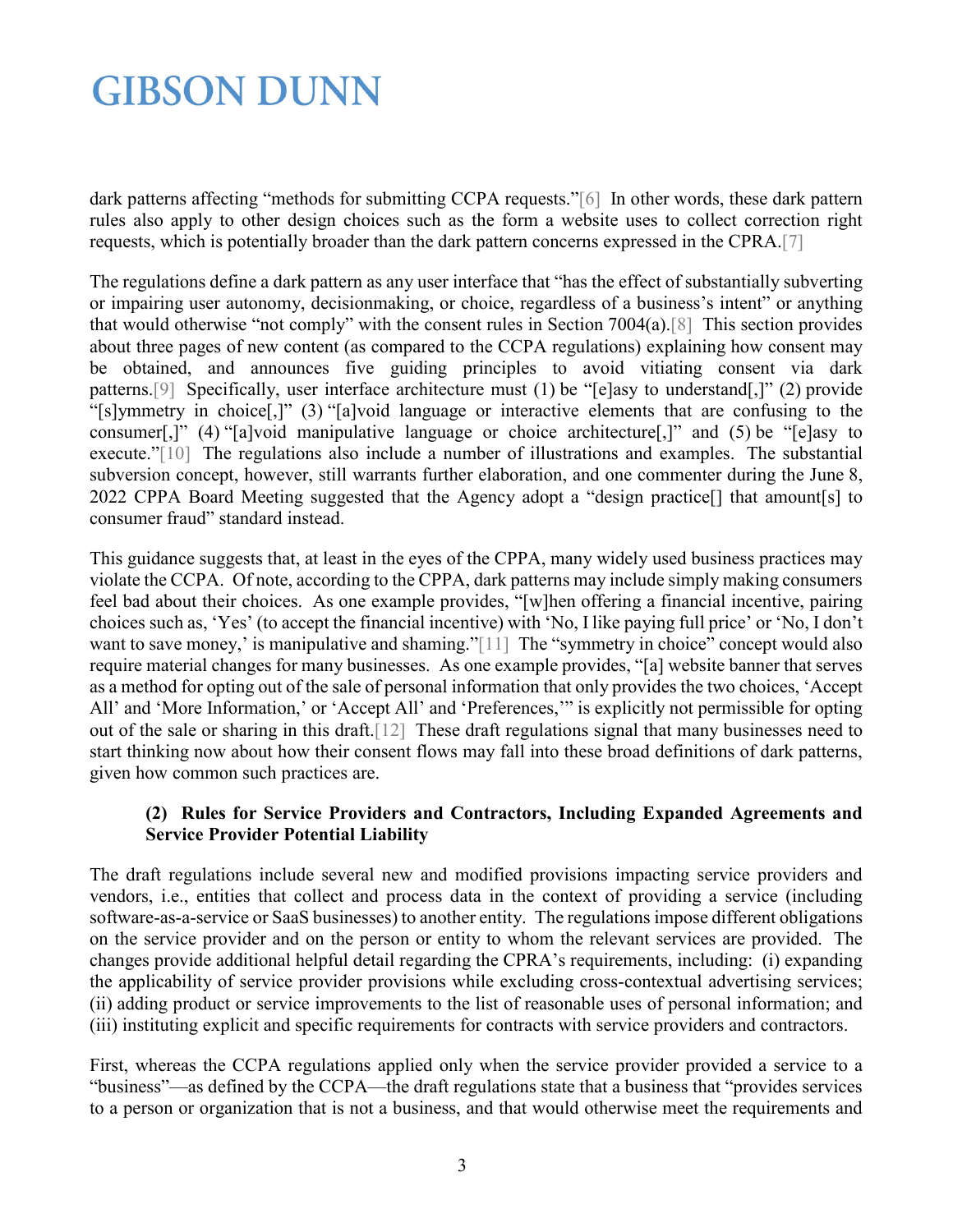dark patterns affecting "methods for submitting CCPA requests."[6] In other words, these dark pattern rules also apply to other design choices such as the form a website uses to collect correction right requests, which is potentially broader than the dark pattern concerns expressed in the CPRA.[7]

The regulations define a dark pattern as any user interface that "has the effect of substantially subverting or impairing user autonomy, decisionmaking, or choice, regardless of a business's intent" or anything that would otherwise "not comply" with the consent rules in Section 7004(a).[8] This section provides about three pages of new content (as compared to the CCPA regulations) explaining how consent may be obtained, and announces five guiding principles to avoid vitiating consent via dark patterns.[9] Specifically, user interface architecture must (1) be "[e]asy to understand[,]" (2) provide "[s]ymmetry in choice[,]" (3) "[a]void language or interactive elements that are confusing to the consumer[,]" (4) "[a]void manipulative language or choice architecture[,]" and (5) be "[e]asy to execute."[10] The regulations also include a number of illustrations and examples. The substantial subversion concept, however, still warrants further elaboration, and one commenter during the June 8, 2022 CPPA Board Meeting suggested that the Agency adopt a "design practice[] that amount[s] to consumer fraud" standard instead.

This guidance suggests that, at least in the eyes of the CPPA, many widely used business practices may violate the CCPA. Of note, according to the CPPA, dark patterns may include simply making consumers feel bad about their choices. As one example provides, "[w]hen offering a financial incentive, pairing choices such as, 'Yes' (to accept the financial incentive) with 'No, I like paying full price' or 'No, I don't want to save money,' is manipulative and shaming."[11] The "symmetry in choice" concept would also require material changes for many businesses. As one example provides, "[a] website banner that serves as a method for opting out of the sale of personal information that only provides the two choices, 'Accept All' and 'More Information,' or 'Accept All' and 'Preferences,'" is explicitly not permissible for opting out of the sale or sharing in this draft.[12] These draft regulations signal that many businesses need to start thinking now about how their consent flows may fall into these broad definitions of dark patterns, given how common such practices are.

**(2) Rules for Service Providers and Contractors, Including Expanded Agreements and Service Provider Potential Liability**

The draft regulations include several new and modified provisions impacting service providers and vendors, i.e., entities that collect and process data in the context of providing a service (including software-as-a-service or SaaS businesses) to another entity. The regulations impose different obligations on the service provider and on the person or entity to whom the relevant services are provided. The changes provide additional helpful detail regarding the CPRA's requirements, including: (i) expanding the applicability of service provider provisions while excluding cross-contextual advertising services; (ii) adding product or service improvements to the list of reasonable uses of personal information; and (iii) instituting explicit and specific requirements for contracts with service providers and contractors.

First, whereas the CCPA regulations applied only when the service provider provided a service to a "business"—as defined by the CCPA—the draft regulations state that a business that "provides services to a person or organization that is not a business, and that would otherwise meet the requirements and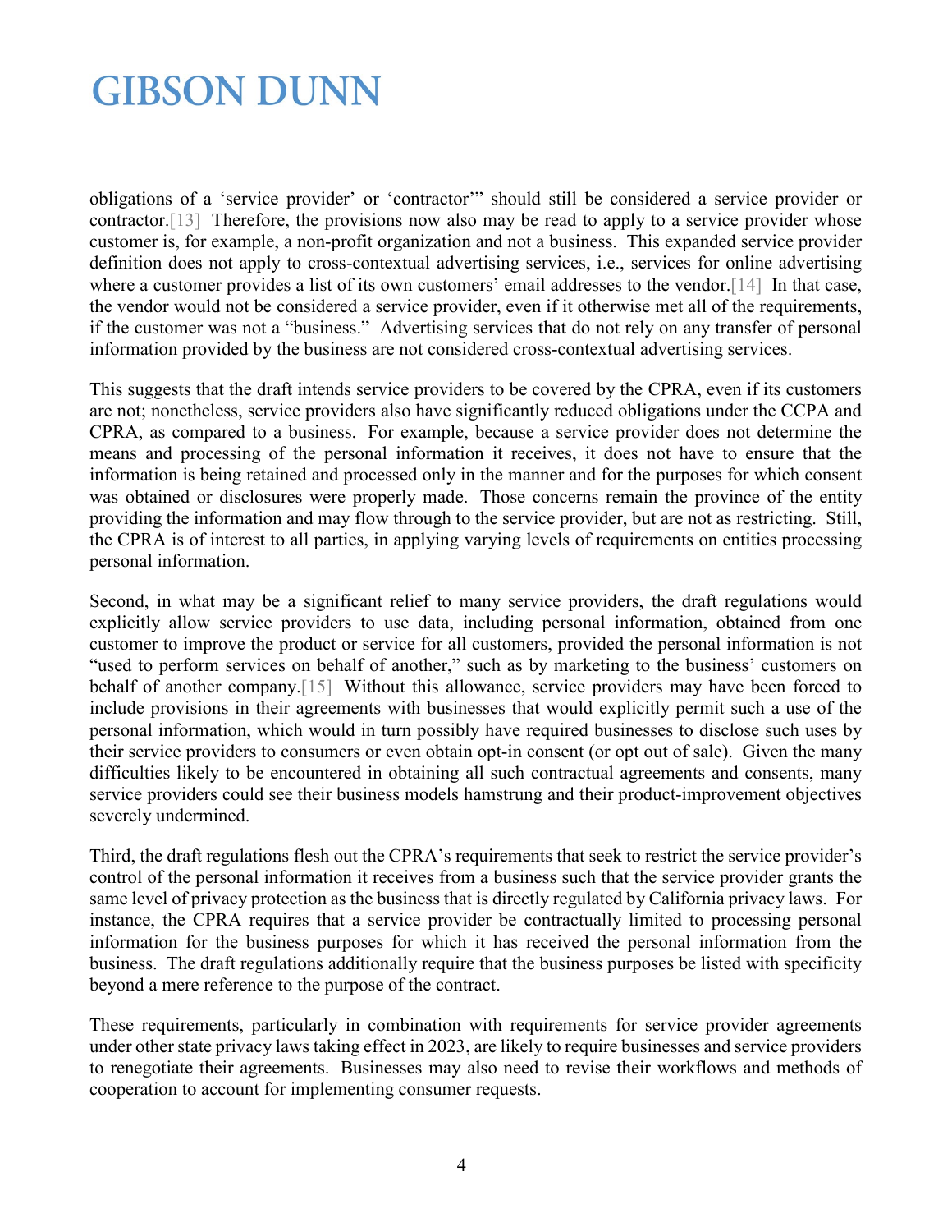obligations of a 'service provider' or 'contractor'" should still be considered a service provider or contractor.[13] Therefore, the provisions now also may be read to apply to a service provider whose customer is, for example, a non-profit organization and not a business. This expanded service provider definition does not apply to cross-contextual advertising services, i.e., services for online advertising where a customer provides a list of its own customers' email addresses to the vendor.[14] In that case, the vendor would not be considered a service provider, even if it otherwise met all of the requirements, if the customer was not a "business." Advertising services that do not rely on any transfer of personal information provided by the business are not considered cross-contextual advertising services.

This suggests that the draft intends service providers to be covered by the CPRA, even if its customers are not; nonetheless, service providers also have significantly reduced obligations under the CCPA and CPRA, as compared to a business. For example, because a service provider does not determine the means and processing of the personal information it receives, it does not have to ensure that the information is being retained and processed only in the manner and for the purposes for which consent was obtained or disclosures were properly made. Those concerns remain the province of the entity providing the information and may flow through to the service provider, but are not as restricting. Still, the CPRA is of interest to all parties, in applying varying levels of requirements on entities processing personal information.

Second, in what may be a significant relief to many service providers, the draft regulations would explicitly allow service providers to use data, including personal information, obtained from one customer to improve the product or service for all customers, provided the personal information is not "used to perform services on behalf of another," such as by marketing to the business' customers on behalf of another company.[15] Without this allowance, service providers may have been forced to include provisions in their agreements with businesses that would explicitly permit such a use of the personal information, which would in turn possibly have required businesses to disclose such uses by their service providers to consumers or even obtain opt-in consent (or opt out of sale). Given the many difficulties likely to be encountered in obtaining all such contractual agreements and consents, many service providers could see their business models hamstrung and their product-improvement objectives severely undermined.

Third, the draft regulations flesh out the CPRA's requirements that seek to restrict the service provider's control of the personal information it receives from a business such that the service provider grants the same level of privacy protection as the business that is directly regulated by California privacy laws. For instance, the CPRA requires that a service provider be contractually limited to processing personal information for the business purposes for which it has received the personal information from the business. The draft regulations additionally require that the business purposes be listed with specificity beyond a mere reference to the purpose of the contract.

These requirements, particularly in combination with requirements for service provider agreements under other state privacy laws taking effect in 2023, are likely to require businesses and service providers to renegotiate their agreements. Businesses may also need to revise their workflows and methods of cooperation to account for implementing consumer requests.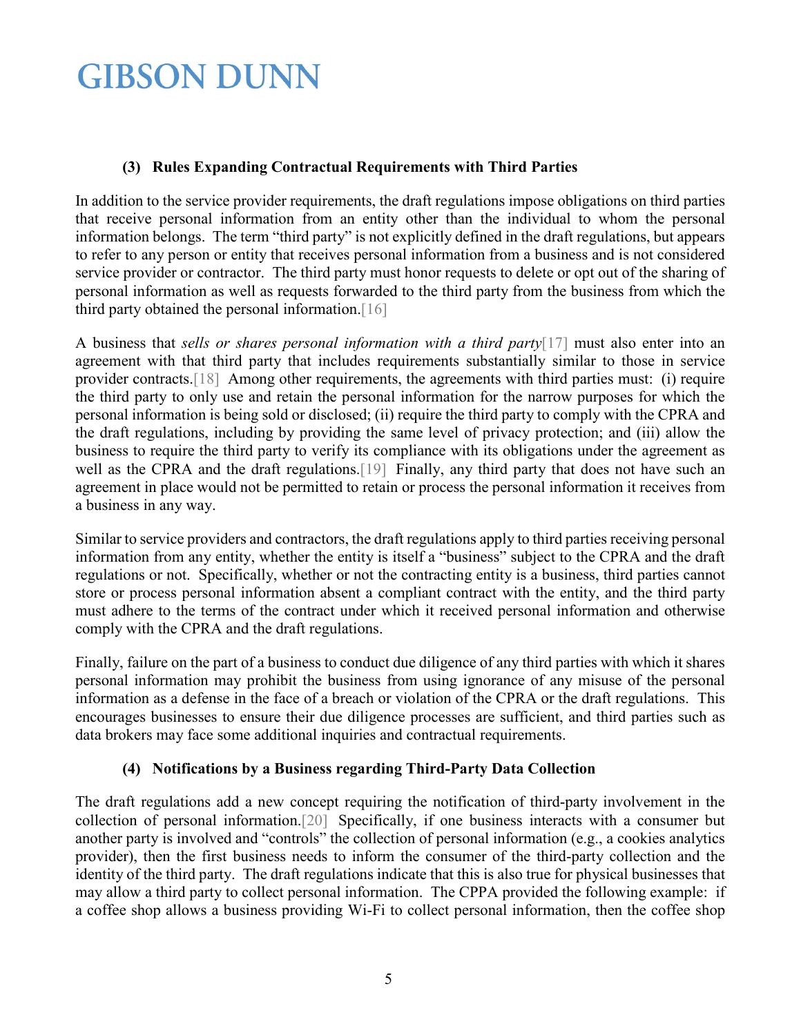#### (3) Rules Expanding Contractual Requirements with Third Parties

In addition to the service provider requirements, the draft regulations impose obligations on third parties that receive personal information from an entity other than the individual to whom the personal information belongs. The term "third party" is not explicitly defined in the draft regulations, but appears to refer to any person or entity that receives personal information from a business and is not considered service provider or contractor. The third party must honor requests to delete or opt out of the sharing of personal information as well as requests forwarded to the third party from the business from which the third party obtained the personal information.[16]

A business that *sells or shares personal information with a third party*[17] must also enter into an agreement with that third party that includes requirements substantially similar to those in service provider contracts.[18] Among other requirements, the agreements with third parties must: (i) require the third party to only use and retain the personal information for the narrow purposes for which the personal information is being sold or disclosed; (ii) require the third party to comply with the CPRA and the draft regulations, including by providing the same level of privacy protection; and (iii) allow the business to require the third party to verify its compliance with its obligations under the agreement as well as the CPRA and the draft regulations.[19] Finally, any third party that does not have such an agreement in place would not be permitted to retain or process the personal information it receives from a business in any way.

Similar to service providers and contractors, the draft regulations apply to third parties receiving personal information from any entity, whether the entity is itself a "business" subject to the CPRA and the draft regulations or not. Specifically, whether or not the contracting entity is a business, third parties cannot store or process personal information absent a compliant contract with the entity, and the third party must adhere to the terms of the contract under which it received personal information and otherwise comply with the CPRA and the draft regulations.

Finally, failure on the part of a business to conduct due diligence of any third parties with which it shares personal information may prohibit the business from using ignorance of any misuse of the personal information as a defense in the face of a breach or violation of the CPRA or the draft regulations. This encourages businesses to ensure their due diligence processes are sufficient, and third parties such as data brokers may face some additional inquiries and contractual requirements.

#### (4) Notifications by a Business regarding Third-Party Data Collection

The draft regulations add a new concept requiring the notification of third-party involvement in the collection of personal information.[20] Specifically, if one business interacts with a consumer but another party is involved and "controls" the collection of personal information (e.g., a cookies analytics provider), then the first business needs to inform the consumer of the third-party collection and the identity of the third party. The draft regulations indicate that this is also true for physical businesses that may allow a third party to collect personal information. The CPPA provided the following example: if a coffee shop allows a business providing Wi-Fi to collect personal information, then the coffee shop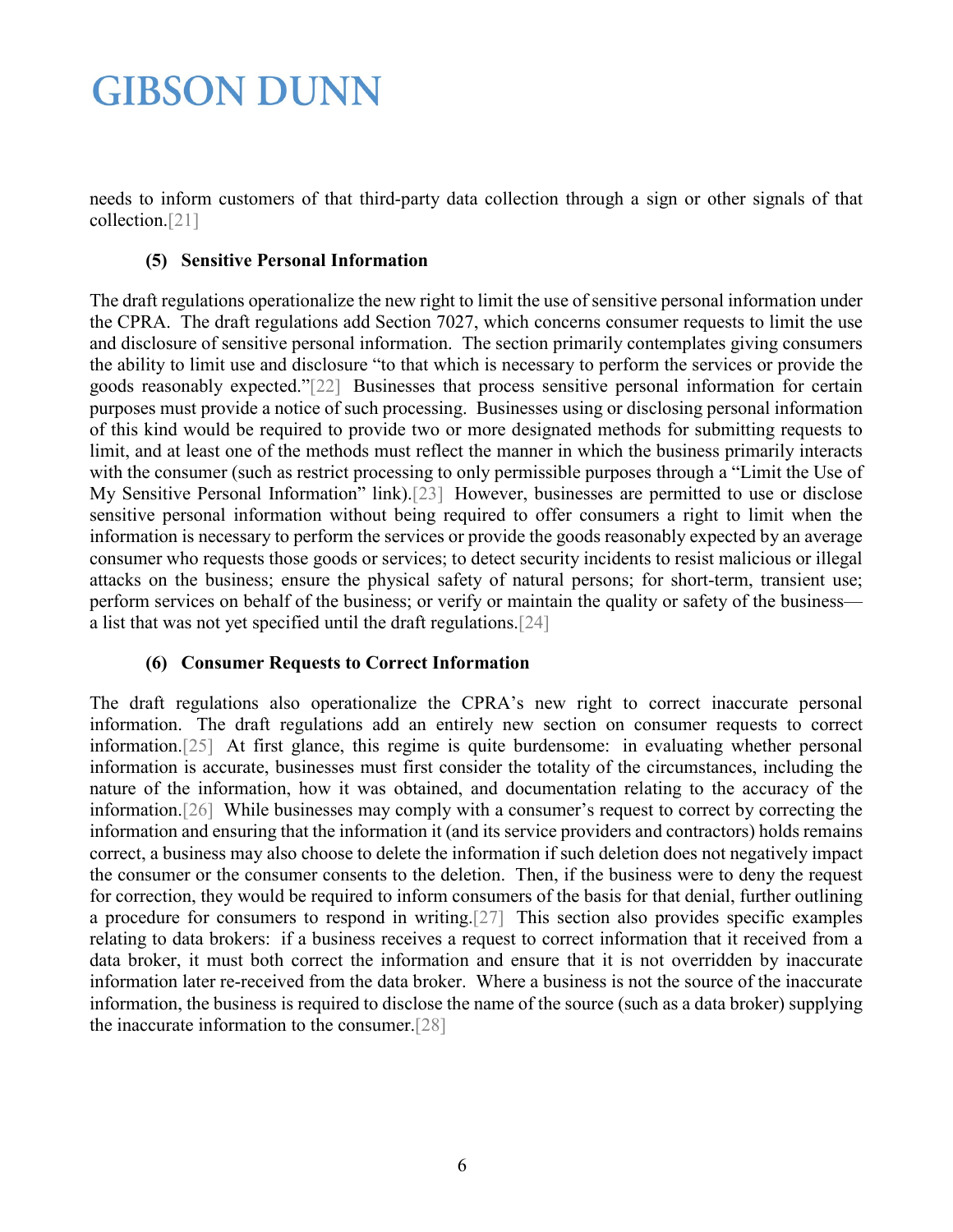needs to inform customers of that third-party data collection through a sign or other signals of that collection.[21]

#### (5) Sensitive Personal Information

The draft regulations operationalize the new right to limit the use of sensitive personal information under the CPRA. The draft regulations add Section 7027, which concerns consumer requests to limit the use and disclosure of sensitive personal information. The section primarily contemplates giving consumers the ability to limit use and disclosure "to that which is necessary to perform the services or provide the goods reasonably expected."[22] Businesses that process sensitive personal information for certain purposes must provide a notice of such processing. Businesses using or disclosing personal information of this kind would be required to provide two or more designated methods for submitting requests to limit, and at least one of the methods must reflect the manner in which the business primarily interacts with the consumer (such as restrict processing to only permissible purposes through a "Limit the Use of My Sensitive Personal Information" link).[23] However, businesses are permitted to use or disclose sensitive personal information without being required to offer consumers a right to limit when the information is necessary to perform the services or provide the goods reasonably expected by an average consumer who requests those goods or services; to detect security incidents to resist malicious or illegal attacks on the business; ensure the physical safety of natural persons; for short-term, transient use; perform services on behalf of the business; or verify or maintain the quality or safety of the business—a list that was not yet specified until the draft regulations.[24]

#### (6) Consumer Requests to Correct Information

The draft regulations also operationalize the CPRA's new right to correct inaccurate personal information. The draft regulations add an entirely new section on consumer requests to correct information.[25] At first glance, this regime is quite burdensome: in evaluating whether personal information is accurate, businesses must first consider the totality of the circumstances, including the nature of the information, how it was obtained, and documentation relating to the accuracy of the information.[26] While businesses may comply with a consumer's request to correct by correcting the information and ensuring that the information it (and its service providers and contractors) holds remains correct, a business may also choose to delete the information if such deletion does not negatively impact the consumer or the consumer consents to the deletion. Then, if the business were to deny the request for correction, they would be required to inform consumers of the basis for that denial, further outlining a procedure for consumers to respond in writing.[27] This section also provides specific examples relating to data brokers: if a business receives a request to correct information that it received from a data broker, it must both correct the information and ensure that it is not overridden by inaccurate information later re-received from the data broker. Where a business is not the source of the inaccurate information, the business is required to disclose the name of the source (such as a data broker) supplying the inaccurate information to the consumer.[28]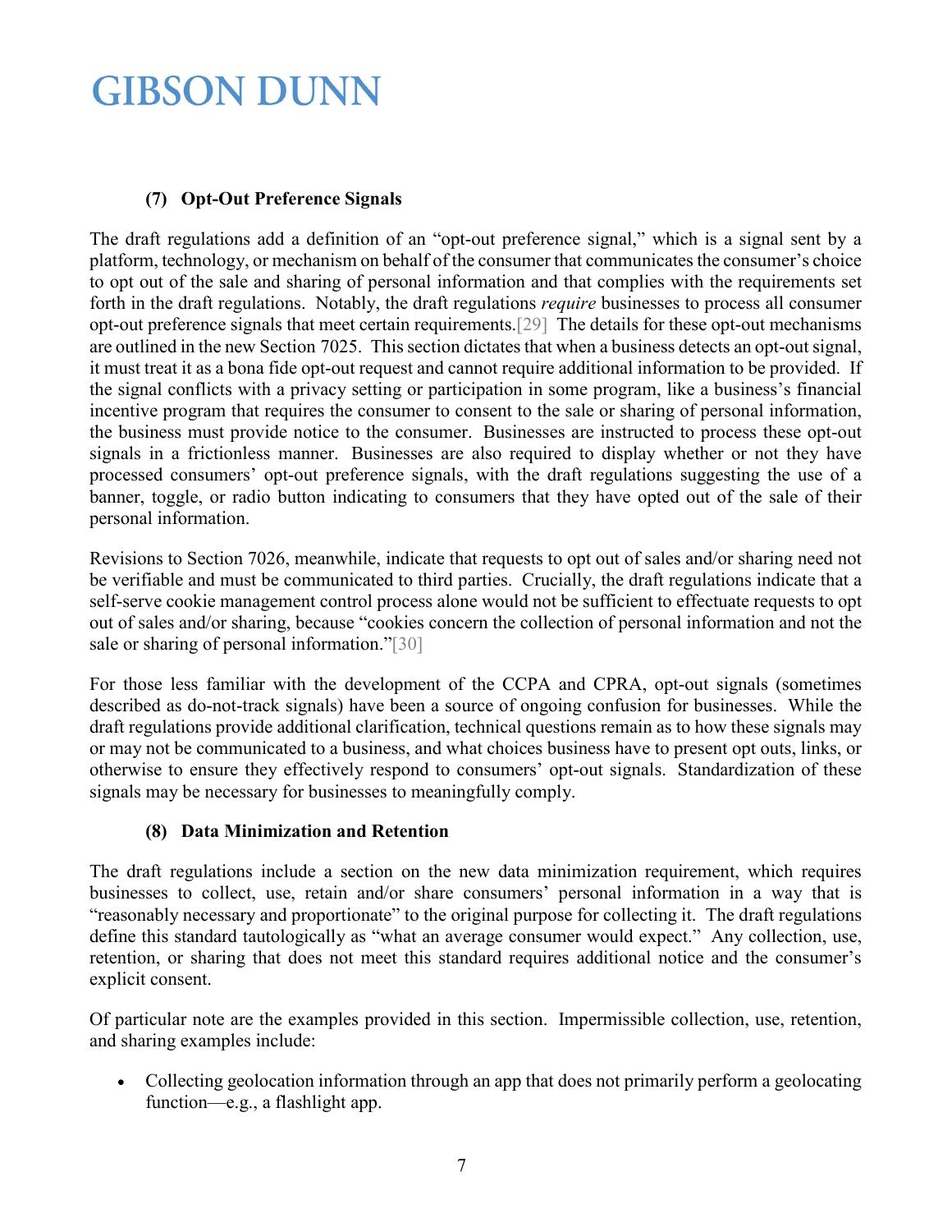#### (7) Opt-Out Preference Signals

The draft regulations add a definition of an "opt-out preference signal," which is a signal sent by a platform, technology, or mechanism on behalf of the consumer that communicates the consumer's choice to opt out of the sale and sharing of personal information and that complies with the requirements set forth in the draft regulations. Notably, the draft regulations *require* businesses to process all consumer opt-out preference signals that meet certain requirements.[29] The details for these opt-out mechanisms are outlined in the new Section 7025. This section dictates that when a business detects an opt-out signal, it must treat it as a bona fide opt-out request and cannot require additional information to be provided. If the signal conflicts with a privacy setting or participation in some program, like a business's financial incentive program that requires the consumer to consent to the sale or sharing of personal information, the business must provide notice to the consumer. Businesses are instructed to process these opt-out signals in a frictionless manner. Businesses are also required to display whether or not they have processed consumers' opt-out preference signals, with the draft regulations suggesting the use of a banner, toggle, or radio button indicating to consumers that they have opted out of the sale of their personal information.

Revisions to Section 7026, meanwhile, indicate that requests to opt out of sales and/or sharing need not be verifiable and must be communicated to third parties. Crucially, the draft regulations indicate that a self-serve cookie management control process alone would not be sufficient to effectuate requests to opt out of sales and/or sharing, because "cookies concern the collection of personal information and not the sale or sharing of personal information."[30]

For those less familiar with the development of the CCPA and CPRA, opt-out signals (sometimes described as do-not-track signals) have been a source of ongoing confusion for businesses. While the draft regulations provide additional clarification, technical questions remain as to how these signals may or may not be communicated to a business, and what choices business have to present opt outs, links, or otherwise to ensure they effectively respond to consumers' opt-out signals. Standardization of these signals may be necessary for businesses to meaningfully comply.

#### (8) Data Minimization and Retention

The draft regulations include a section on the new data minimization requirement, which requires businesses to collect, use, retain and/or share consumers' personal information in a way that is "reasonably necessary and proportionate" to the original purpose for collecting it. The draft regulations define this standard tautologically as "what an average consumer would expect." Any collection, use, retention, or sharing that does not meet this standard requires additional notice and the consumer's explicit consent.

Of particular note are the examples provided in this section. Impermissible collection, use, retention, and sharing examples include:

- Collecting geolocation information through an app that does not primarily perform a geolocating function—e.g., a flashlight app.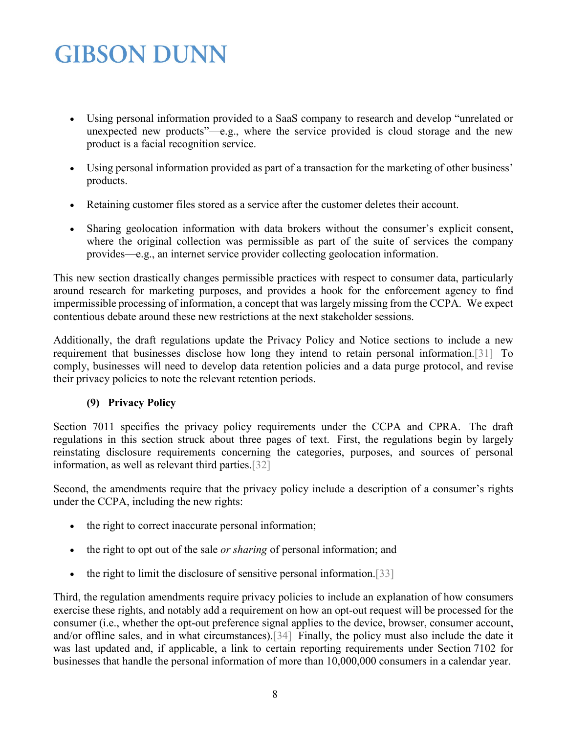- Using personal information provided to a SaaS company to research and develop "unrelated or unexpected new products"—e.g., where the service provided is cloud storage and the new product is a facial recognition service.

- Using personal information provided as part of a transaction for the marketing of other business' products.

- Retaining customer files stored as a service after the customer deletes their account.

- Sharing geolocation information with data brokers without the consumer's explicit consent, where the original collection was permissible as part of the suite of services the company provides—e.g., an internet service provider collecting geolocation information.

This new section drastically changes permissible practices with respect to consumer data, particularly around research for marketing purposes, and provides a hook for the enforcement agency to find impermissible processing of information, a concept that was largely missing from the CCPA. We expect contentious debate around these new restrictions at the next stakeholder sessions.

Additionally, the draft regulations update the Privacy Policy and Notice sections to include a new requirement that businesses disclose how long they intend to retain personal information.[31] To comply, businesses will need to develop data retention policies and a data purge protocol, and revise their privacy policies to note the relevant retention periods.

**(9) Privacy Policy**

Section 7011 specifies the privacy policy requirements under the CCPA and CPRA. The draft regulations in this section struck about three pages of text. First, the regulations begin by largely reinstating disclosure requirements concerning the categories, purposes, and sources of personal information, as well as relevant third parties.[32]

Second, the amendments require that the privacy policy include a description of a consumer's rights under the CCPA, including the new rights:

- the right to correct inaccurate personal information;

- the right to opt out of the sale *or sharing* of personal information; and

- the right to limit the disclosure of sensitive personal information.[33]

Third, the regulation amendments require privacy policies to include an explanation of how consumers exercise these rights, and notably add a requirement on how an opt-out request will be processed for the consumer (i.e., whether the opt-out preference signal applies to the device, browser, consumer account, and/or offline sales, and in what circumstances).[34] Finally, the policy must also include the date it was last updated and, if applicable, a link to certain reporting requirements under Section 7102 for businesses that handle the personal information of more than 10,000,000 consumers in a calendar year.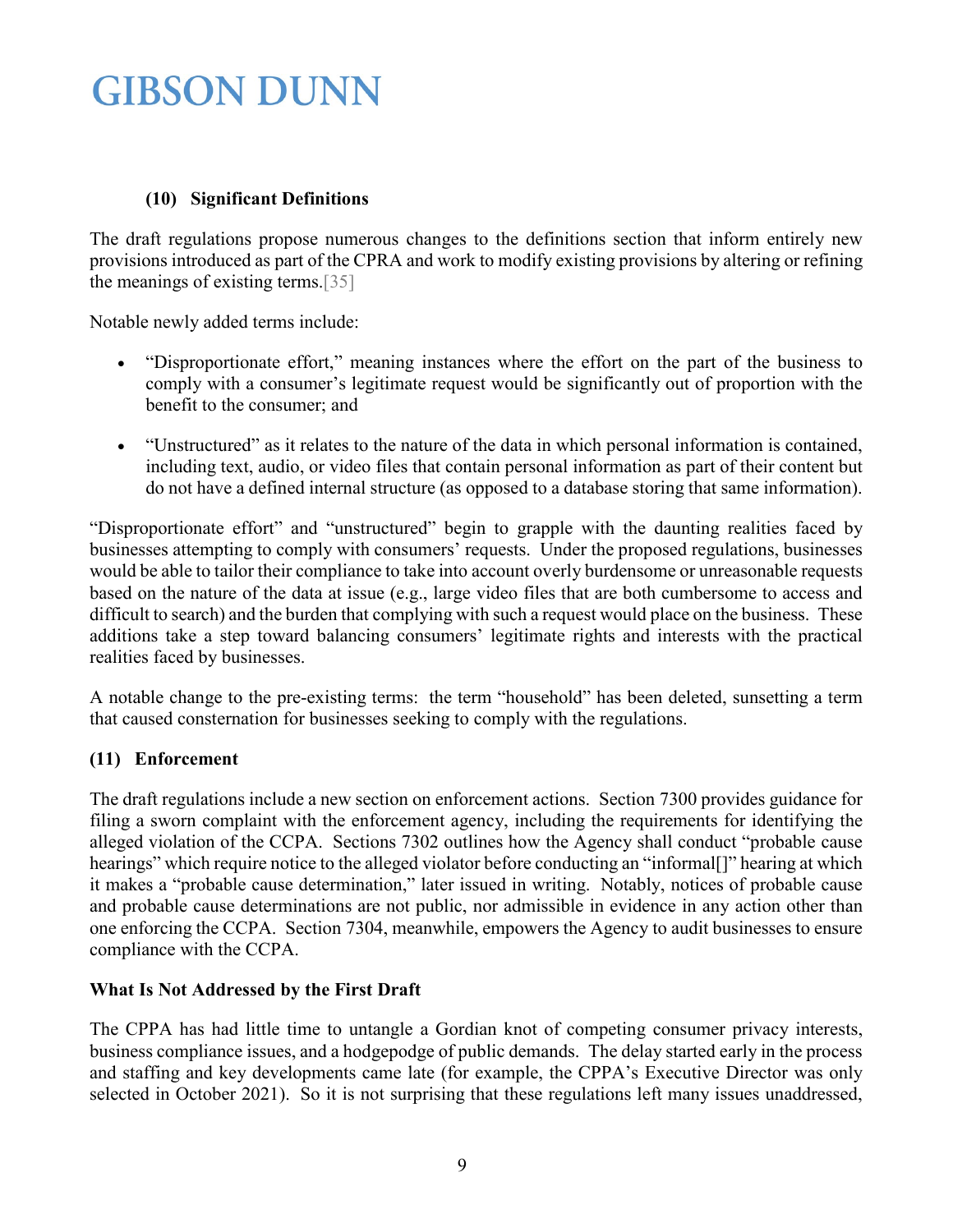**(10) Significant Definitions**

The draft regulations propose numerous changes to the definitions section that inform entirely new provisions introduced as part of the CPRA and work to modify existing provisions by altering or refining the meanings of existing terms.[35]

Notable newly added terms include:

- "Disproportionate effort," meaning instances where the effort on the part of the business to comply with a consumer's legitimate request would be significantly out of proportion with the benefit to the consumer; and
- "Unstructured" as it relates to the nature of the data in which personal information is contained, including text, audio, or video files that contain personal information as part of their content but do not have a defined internal structure (as opposed to a database storing that same information).

"Disproportionate effort" and "unstructured" begin to grapple with the daunting realities faced by businesses attempting to comply with consumers' requests. Under the proposed regulations, businesses would be able to tailor their compliance to take into account overly burdensome or unreasonable requests based on the nature of the data at issue (e.g., large video files that are both cumbersome to access and difficult to search) and the burden that complying with such a request would place on the business. These additions take a step toward balancing consumers' legitimate rights and interests with the practical realities faced by businesses.

A notable change to the pre-existing terms: the term "household" has been deleted, sunsetting a term that caused consternation for businesses seeking to comply with the regulations.

**(11) Enforcement**

The draft regulations include a new section on enforcement actions. Section 7300 provides guidance for filing a sworn complaint with the enforcement agency, including the requirements for identifying the alleged violation of the CCPA. Sections 7302 outlines how the Agency shall conduct "probable cause hearings" which require notice to the alleged violator before conducting an "informal[]" hearing at which it makes a "probable cause determination," later issued in writing. Notably, notices of probable cause and probable cause determinations are not public, nor admissible in evidence in any action other than one enforcing the CCPA. Section 7304, meanwhile, empowers the Agency to audit businesses to ensure compliance with the CCPA.

**What Is Not Addressed by the First Draft**

The CPPA has had little time to untangle a Gordian knot of competing consumer privacy interests, business compliance issues, and a hodgepodge of public demands. The delay started early in the process and staffing and key developments came late (for example, the CPPA's Executive Director was only selected in October 2021). So it is not surprising that these regulations left many issues unaddressed,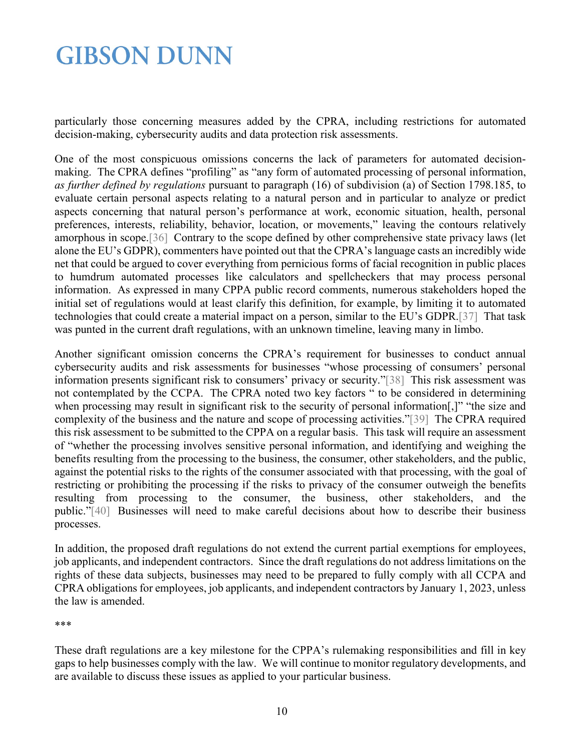particularly those concerning measures added by the CPRA, including restrictions for automated decision-making, cybersecurity audits and data protection risk assessments.

One of the most conspicuous omissions concerns the lack of parameters for automated decision-making. The CPRA defines "profiling" as "any form of automated processing of personal information, *as further defined by regulations* pursuant to paragraph (16) of subdivision (a) of Section 1798.185, to evaluate certain personal aspects relating to a natural person and in particular to analyze or predict aspects concerning that natural person's performance at work, economic situation, health, personal preferences, interests, reliability, behavior, location, or movements," leaving the contours relatively amorphous in scope.[36] Contrary to the scope defined by other comprehensive state privacy laws (let alone the EU's GDPR), commenters have pointed out that the CPRA's language casts an incredibly wide net that could be argued to cover everything from pernicious forms of facial recognition in public places to humdrum automated processes like calculators and spellcheckers that may process personal information. As expressed in many CPPA public record comments, numerous stakeholders hoped the initial set of regulations would at least clarify this definition, for example, by limiting it to automated technologies that could create a material impact on a person, similar to the EU's GDPR.[37] That task was punted in the current draft regulations, with an unknown timeline, leaving many in limbo.

Another significant omission concerns the CPRA's requirement for businesses to conduct annual cybersecurity audits and risk assessments for businesses "whose processing of consumers' personal information presents significant risk to consumers' privacy or security."[38] This risk assessment was not contemplated by the CCPA. The CPRA noted two key factors " to be considered in determining when processing may result in significant risk to the security of personal information[,]" "the size and complexity of the business and the nature and scope of processing activities."[39] The CPRA required this risk assessment to be submitted to the CPPA on a regular basis. This task will require an assessment of "whether the processing involves sensitive personal information, and identifying and weighing the benefits resulting from the processing to the business, the consumer, other stakeholders, and the public, against the potential risks to the rights of the consumer associated with that processing, with the goal of restricting or prohibiting the processing if the risks to privacy of the consumer outweigh the benefits resulting from processing to the consumer, the business, other stakeholders, and the public."[40] Businesses will need to make careful decisions about how to describe their business processes.

In addition, the proposed draft regulations do not extend the current partial exemptions for employees, job applicants, and independent contractors. Since the draft regulations do not address limitations on the rights of these data subjects, businesses may need to be prepared to fully comply with all CCPA and CPRA obligations for employees, job applicants, and independent contractors by January 1, 2023, unless the law is amended.

***

These draft regulations are a key milestone for the CPPA's rulemaking responsibilities and fill in key gaps to help businesses comply with the law. We will continue to monitor regulatory developments, and are available to discuss these issues as applied to your particular business.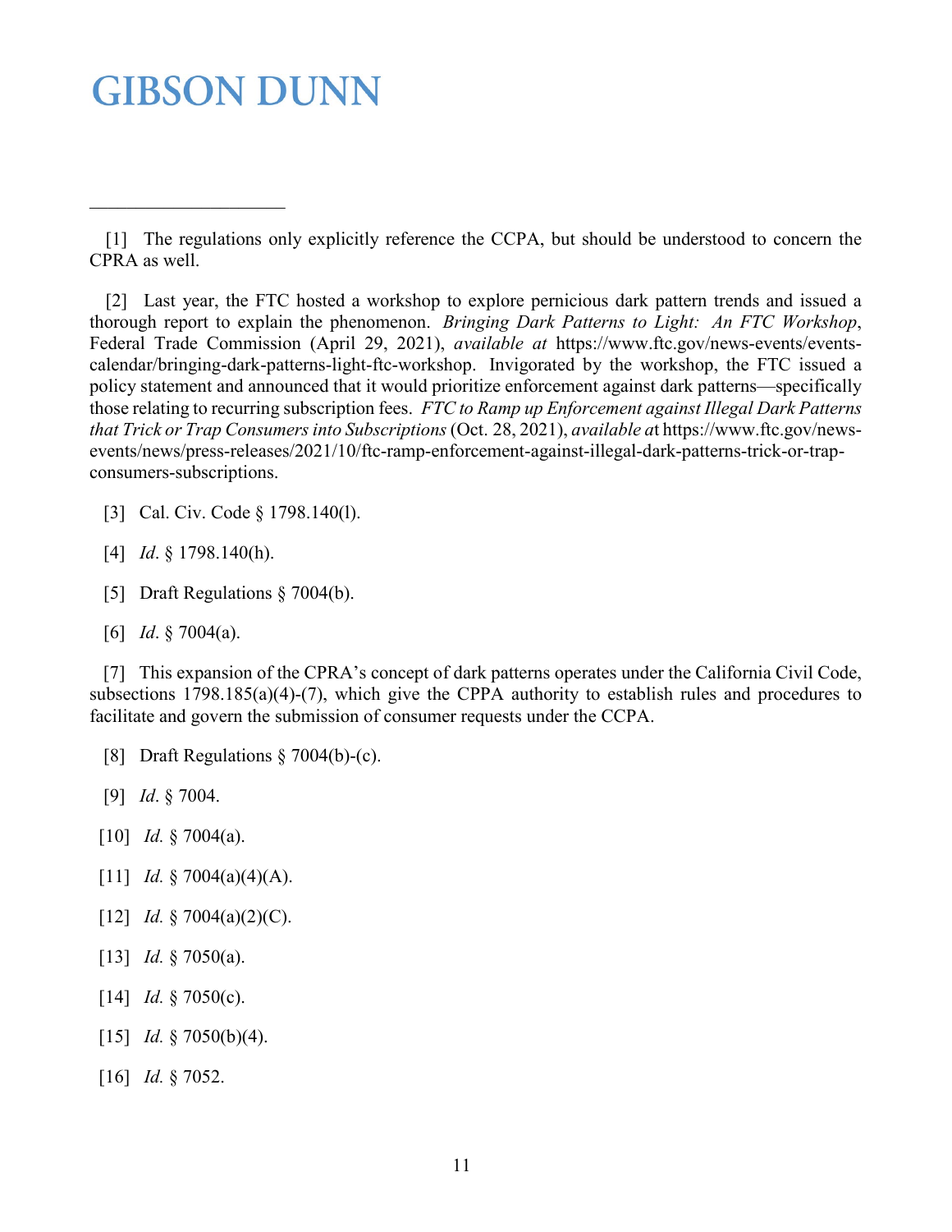GIBSON DUNN

---

[1] The regulations only explicitly reference the CCPA, but should be understood to concern the CPRA as well.

[2] Last year, the FTC hosted a workshop to explore pernicious dark pattern trends and issued a thorough report to explain the phenomenon. *Bringing Dark Patterns to Light: An FTC Workshop*, Federal Trade Commission (April 29, 2021), *available at* https://www.ftc.gov/news-events/events-calendar/bringing-dark-patterns-light-ftc-workshop. Invigorated by the workshop, the FTC issued a policy statement and announced that it would prioritize enforcement against dark patterns—specifically those relating to recurring subscription fees. *FTC to Ramp up Enforcement against Illegal Dark Patterns that Trick or Trap Consumers into Subscriptions* (Oct. 28, 2021), *available a*t https://www.ftc.gov/news-events/news/press-releases/2021/10/ftc-ramp-enforcement-against-illegal-dark-patterns-trick-or-trap-consumers-subscriptions.

[3] Cal. Civ. Code § 1798.140(l).

[4] *Id*. § 1798.140(h).

[5] Draft Regulations § 7004(b).

[6] *Id*. § 7004(a).

[7] This expansion of the CPRA's concept of dark patterns operates under the California Civil Code, subsections 1798.185(a)(4)-(7), which give the CPPA authority to establish rules and procedures to facilitate and govern the submission of consumer requests under the CCPA.

[8] Draft Regulations § 7004(b)-(c).

[9] *Id*. § 7004.

[10] *Id.* § 7004(a).

[11] *Id.* § 7004(a)(4)(A).

[12] *Id.* § 7004(a)(2)(C).

[13] *Id.* § 7050(a).

[14] *Id.* § 7050(c).

[15] *Id.* § 7050(b)(4).

[16] *Id.* § 7052.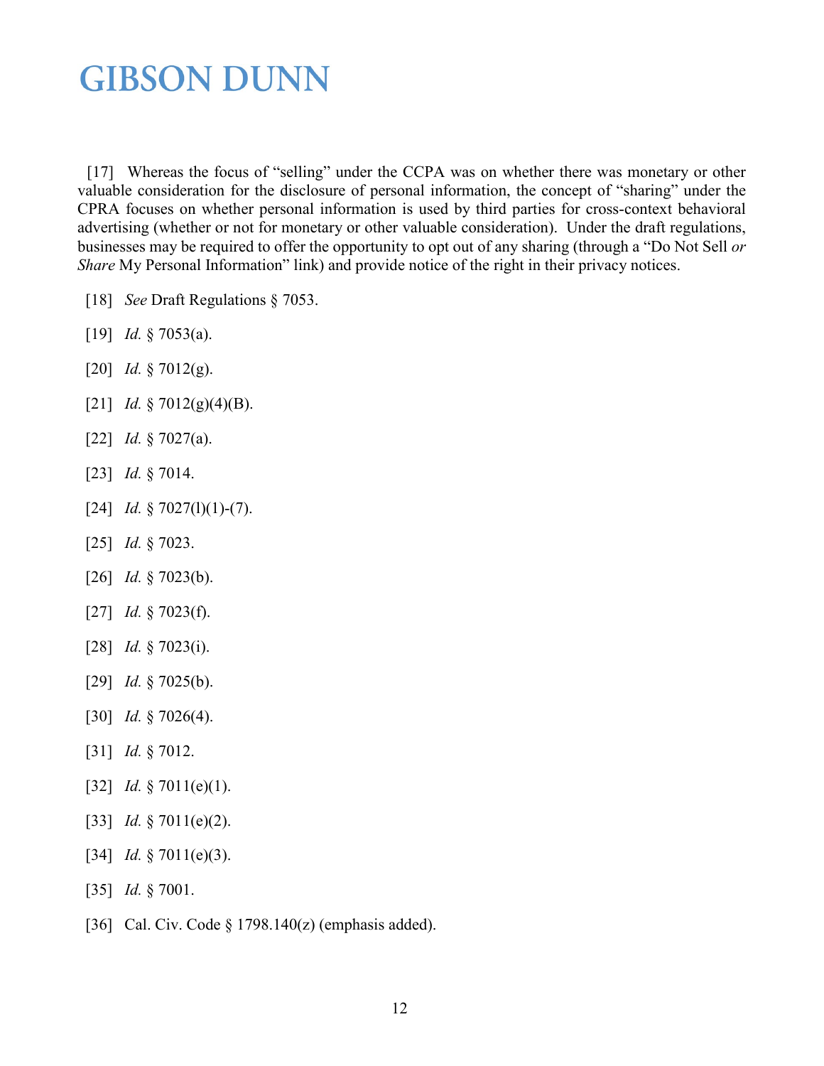[17] Whereas the focus of "selling" under the CCPA was on whether there was monetary or other valuable consideration for the disclosure of personal information, the concept of "sharing" under the CPRA focuses on whether personal information is used by third parties for cross-context behavioral advertising (whether or not for monetary or other valuable consideration). Under the draft regulations, businesses may be required to offer the opportunity to opt out of any sharing (through a "Do Not Sell *or Share* My Personal Information" link) and provide notice of the right in their privacy notices.

[18] *See* Draft Regulations § 7053.

[19] *Id.* § 7053(a).

[20] *Id.* § 7012(g).

[21] *Id.* § 7012(g)(4)(B).

[22] *Id.* § 7027(a).

[23] *Id.* § 7014.

[24] *Id.* § 7027(l)(1)-(7).

[25] *Id.* § 7023.

[26] *Id.* § 7023(b).

[27] *Id.* § 7023(f).

[28] *Id.* § 7023(i).

[29] *Id.* § 7025(b).

[30] *Id.* § 7026(4).

[31] *Id.* § 7012.

[32] *Id.* § 7011(e)(1).

[33] *Id.* § 7011(e)(2).

[34] *Id.* § 7011(e)(3).

[35] *Id.* § 7001.

[36] Cal. Civ. Code § 1798.140(z) (emphasis added).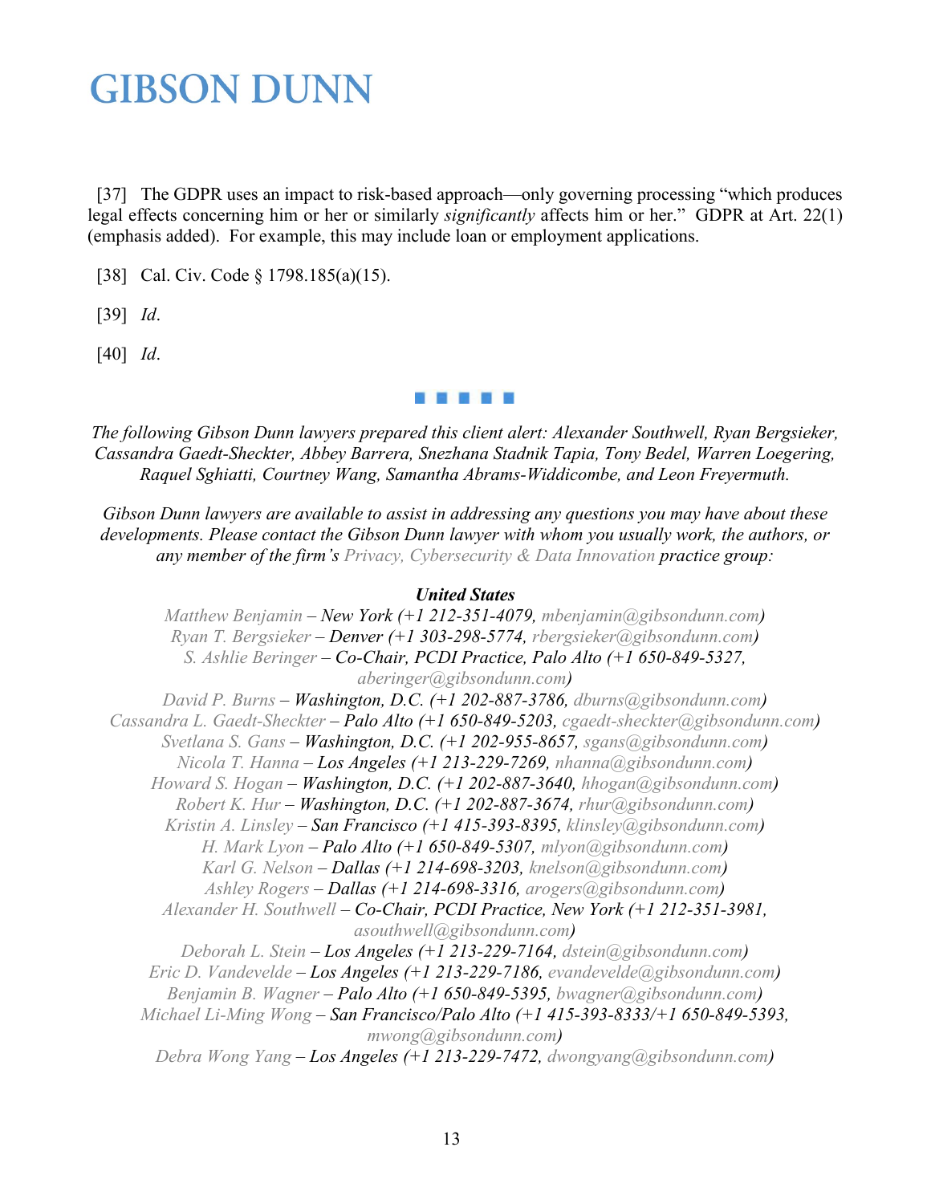[37] The GDPR uses an impact to risk-based approach—only governing processing "which produces legal effects concerning him or her or similarly *significantly* affects him or her." GDPR at Art. 22(1) (emphasis added). For example, this may include loan or employment applications.

[38] Cal. Civ. Code § 1798.185(a)(15).

[39] *Id*.

[40] *Id*.

▪ ▪ ▪ ▪ ▪

*The following Gibson Dunn lawyers prepared this client alert: Alexander Southwell, Ryan Bergsieker, Cassandra Gaedt-Sheckter, Abbey Barrera, Snezhana Stadnik Tapia, Tony Bedel, Warren Loegering, Raquel Sghiatti, Courtney Wang, Samantha Abrams-Widdicombe, and Leon Freyermuth.*

*Gibson Dunn lawyers are available to assist in addressing any questions you may have about these developments. Please contact the Gibson Dunn lawyer with whom you usually work, the authors, or any member of the firm's Privacy, Cybersecurity & Data Innovation practice group:*

***United States***

*Matthew Benjamin – New York (+1 212-351-4079, mbenjamin@gibsondunn.com)*
*Ryan T. Bergsieker – Denver (+1 303-298-5774, rbergsieker@gibsondunn.com)*
*S. Ashlie Beringer – Co-Chair, PCDI Practice, Palo Alto (+1 650-849-5327, aberinger@gibsondunn.com)*
*David P. Burns – Washington, D.C. (+1 202-887-3786, dburns@gibsondunn.com)*
*Cassandra L. Gaedt-Sheckter – Palo Alto (+1 650-849-5203, cgaedt-sheckter@gibsondunn.com)*
*Svetlana S. Gans – Washington, D.C. (+1 202-955-8657, sgans@gibsondunn.com)*
*Nicola T. Hanna – Los Angeles (+1 213-229-7269, nhanna@gibsondunn.com)*
*Howard S. Hogan – Washington, D.C. (+1 202-887-3640, hhogan@gibsondunn.com)*
*Robert K. Hur – Washington, D.C. (+1 202-887-3674, rhur@gibsondunn.com)*
*Kristin A. Linsley – San Francisco (+1 415-393-8395, klinsley@gibsondunn.com)*
*H. Mark Lyon – Palo Alto (+1 650-849-5307, mlyon@gibsondunn.com)*
*Karl G. Nelson – Dallas (+1 214-698-3203, knelson@gibsondunn.com)*
*Ashley Rogers – Dallas (+1 214-698-3316, arogers@gibsondunn.com)*
*Alexander H. Southwell – Co-Chair, PCDI Practice, New York (+1 212-351-3981, asouthwell@gibsondunn.com)*
*Deborah L. Stein – Los Angeles (+1 213-229-7164, dstein@gibsondunn.com)*
*Eric D. Vandevelde – Los Angeles (+1 213-229-7186, evandevelde@gibsondunn.com)*
*Benjamin B. Wagner – Palo Alto (+1 650-849-5395, bwagner@gibsondunn.com)*
*Michael Li-Ming Wong – San Francisco/Palo Alto (+1 415-393-8333/+1 650-849-5393, mwong@gibsondunn.com)*
*Debra Wong Yang – Los Angeles (+1 213-229-7472, dwongyang@gibsondunn.com)*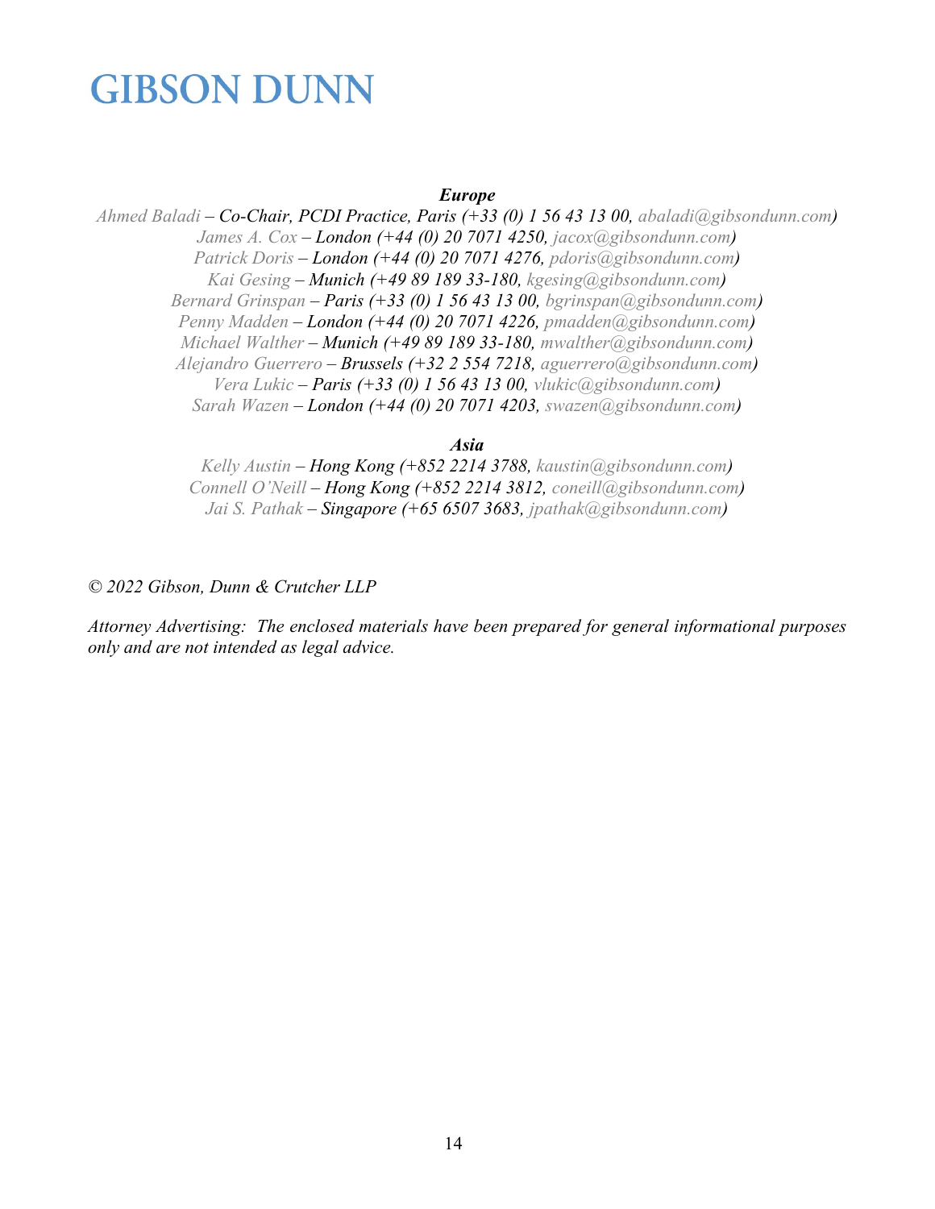**GIBSON DUNN**

***Europe***

*Ahmed Baladi – Co-Chair, PCDI Practice, Paris (+33 (0) 1 56 43 13 00, abaladi@gibsondunn.com)*
*James A. Cox – London (+44 (0) 20 7071 4250, jacox@gibsondunn.com)*
*Patrick Doris – London (+44 (0) 20 7071 4276, pdoris@gibsondunn.com)*
*Kai Gesing – Munich (+49 89 189 33-180, kgesing@gibsondunn.com)*
*Bernard Grinspan – Paris (+33 (0) 1 56 43 13 00, bgrinspan@gibsondunn.com)*
*Penny Madden – London (+44 (0) 20 7071 4226, pmadden@gibsondunn.com)*
*Michael Walther – Munich (+49 89 189 33-180, mwalther@gibsondunn.com)*
*Alejandro Guerrero – Brussels (+32 2 554 7218, aguerrero@gibsondunn.com)*
*Vera Lukic – Paris (+33 (0) 1 56 43 13 00, vlukic@gibsondunn.com)*
*Sarah Wazen – London (+44 (0) 20 7071 4203, swazen@gibsondunn.com)*

***Asia***

*Kelly Austin – Hong Kong (+852 2214 3788, kaustin@gibsondunn.com)*
*Connell O'Neill – Hong Kong (+852 2214 3812, coneill@gibsondunn.com)*
*Jai S. Pathak – Singapore (+65 6507 3683, jpathak@gibsondunn.com)*

*© 2022 Gibson, Dunn & Crutcher LLP*

*Attorney Advertising: The enclosed materials have been prepared for general informational purposes only and are not intended as legal advice.*